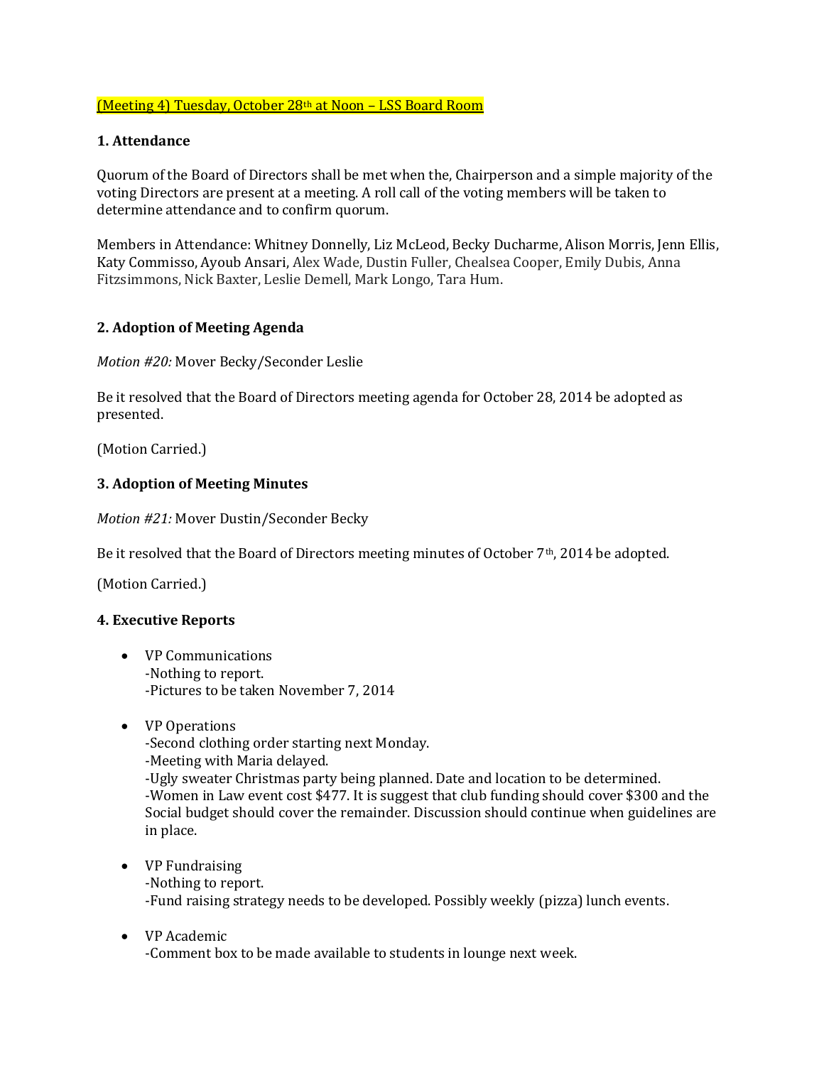(Meeting 4) Tuesday, October 28th at Noon – LSS Board Room

## 1. Attendance

Quorum of the Board of Directors shall be met when the, Chairperson and a simple majority of the voting Directors are present at a meeting. A roll call of the voting members will be taken to determine attendance and to confirm quorum.

Members in Attendance: Whitney Donnelly, Liz McLeod, Becky Ducharme, Alison Morris, Jenn Ellis, Katy Commisso, Ayoub Ansari, Alex Wade, Dustin Fuller, Chealsea Cooper, Emily Dubis, Anna Fitzsimmons, Nick Baxter, Leslie Demell, Mark Longo, Tara Hum.

## 2. Adoption of Meeting Agenda

*Motion #20:* Mover Becky/Seconder Leslie

Be it resolved that the Board of Directors meeting agenda for October 28, 2014 be adopted as presented.

(Motion Carried.)

## 3. Adoption of Meeting Minutes

*Motion #21:* Mover Dustin/Seconder Becky

Be it resolved that the Board of Directors meeting minutes of October 7th, 2014 be adopted.

(Motion Carried.)

## 4. Executive Reports

- VP Communications
  -Nothing to report.
  -Pictures to be taken November 7, 2014

- VP Operations
  -Second clothing order starting next Monday.
  -Meeting with Maria delayed.
  -Ugly sweater Christmas party being planned. Date and location to be determined.
  -Women in Law event cost $477. It is suggest that club funding should cover $300 and the Social budget should cover the remainder. Discussion should continue when guidelines are in place.

- VP Fundraising
  -Nothing to report.
  -Fund raising strategy needs to be developed. Possibly weekly (pizza) lunch events.

- VP Academic
  -Comment box to be made available to students in lounge next week.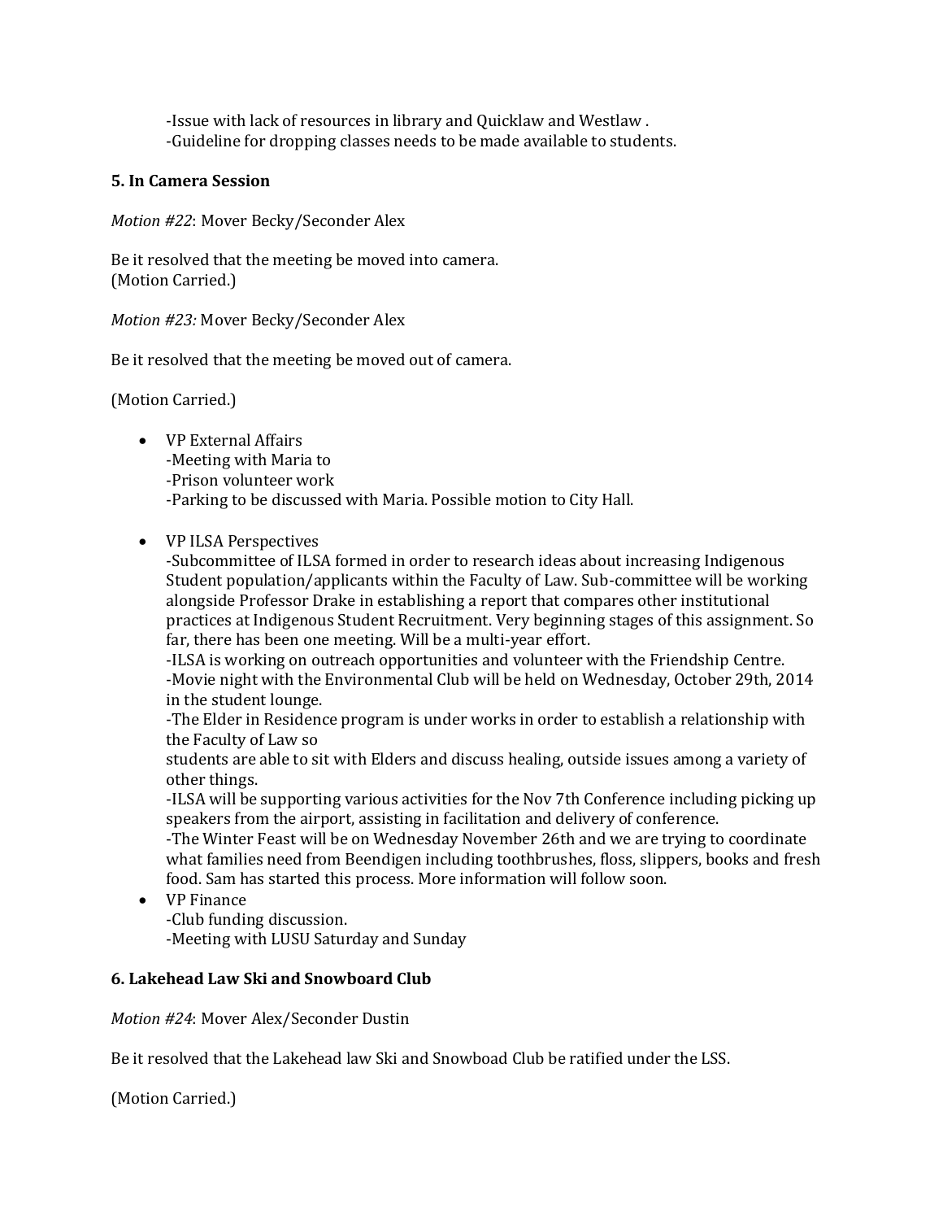-Issue with lack of resources in library and Quicklaw and Westlaw .
-Guideline for dropping classes needs to be made available to students.

**5. In Camera Session**

*Motion #22*: Mover Becky/Seconder Alex

Be it resolved that the meeting be moved into camera.
(Motion Carried.)

*Motion #23:* Mover Becky/Seconder Alex

Be it resolved that the meeting be moved out of camera.

(Motion Carried.)

- VP External Affairs
  -Meeting with Maria to
  -Prison volunteer work
  -Parking to be discussed with Maria. Possible motion to City Hall.

- VP ILSA Perspectives
  -Subcommittee of ILSA formed in order to research ideas about increasing Indigenous Student population/applicants within the Faculty of Law. Sub-committee will be working alongside Professor Drake in establishing a report that compares other institutional practices at Indigenous Student Recruitment. Very beginning stages of this assignment. So far, there has been one meeting. Will be a multi-year effort.
  -ILSA is working on outreach opportunities and volunteer with the Friendship Centre.
  -Movie night with the Environmental Club will be held on Wednesday, October 29th, 2014 in the student lounge.
  -The Elder in Residence program is under works in order to establish a relationship with the Faculty of Law so
  students are able to sit with Elders and discuss healing, outside issues among a variety of other things.
  -ILSA will be supporting various activities for the Nov 7th Conference including picking up speakers from the airport, assisting in facilitation and delivery of conference.
  -The Winter Feast will be on Wednesday November 26th and we are trying to coordinate what families need from Beendigen including toothbrushes, floss, slippers, books and fresh food. Sam has started this process. More information will follow soon.
- VP Finance
  -Club funding discussion.
  -Meeting with LUSU Saturday and Sunday

**6. Lakehead Law Ski and Snowboard Club**

*Motion #24*: Mover Alex/Seconder Dustin

Be it resolved that the Lakehead law Ski and Snowboad Club be ratified under the LSS.

(Motion Carried.)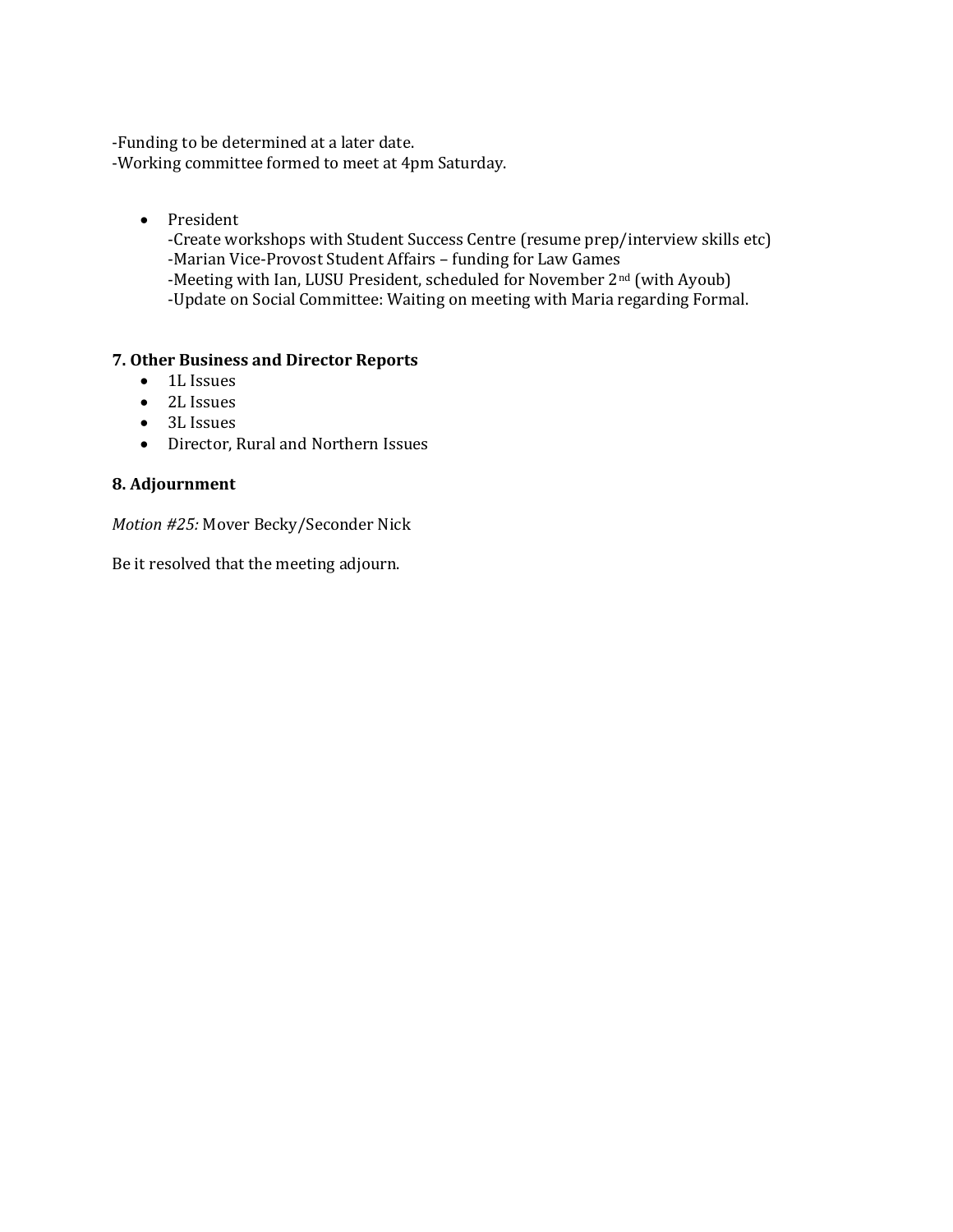-Funding to be determined at a later date.
-Working committee formed to meet at 4pm Saturday.

- President
  -Create workshops with Student Success Centre (resume prep/interview skills etc)
  -Marian Vice-Provost Student Affairs – funding for Law Games
  -Meeting with Ian, LUSU President, scheduled for November 2nd (with Ayoub)
  -Update on Social Committee: Waiting on meeting with Maria regarding Formal.

**7. Other Business and Director Reports**

- 1L Issues
- 2L Issues
- 3L Issues
- Director, Rural and Northern Issues

**8. Adjournment**

*Motion #25:* Mover Becky/Seconder Nick

Be it resolved that the meeting adjourn.